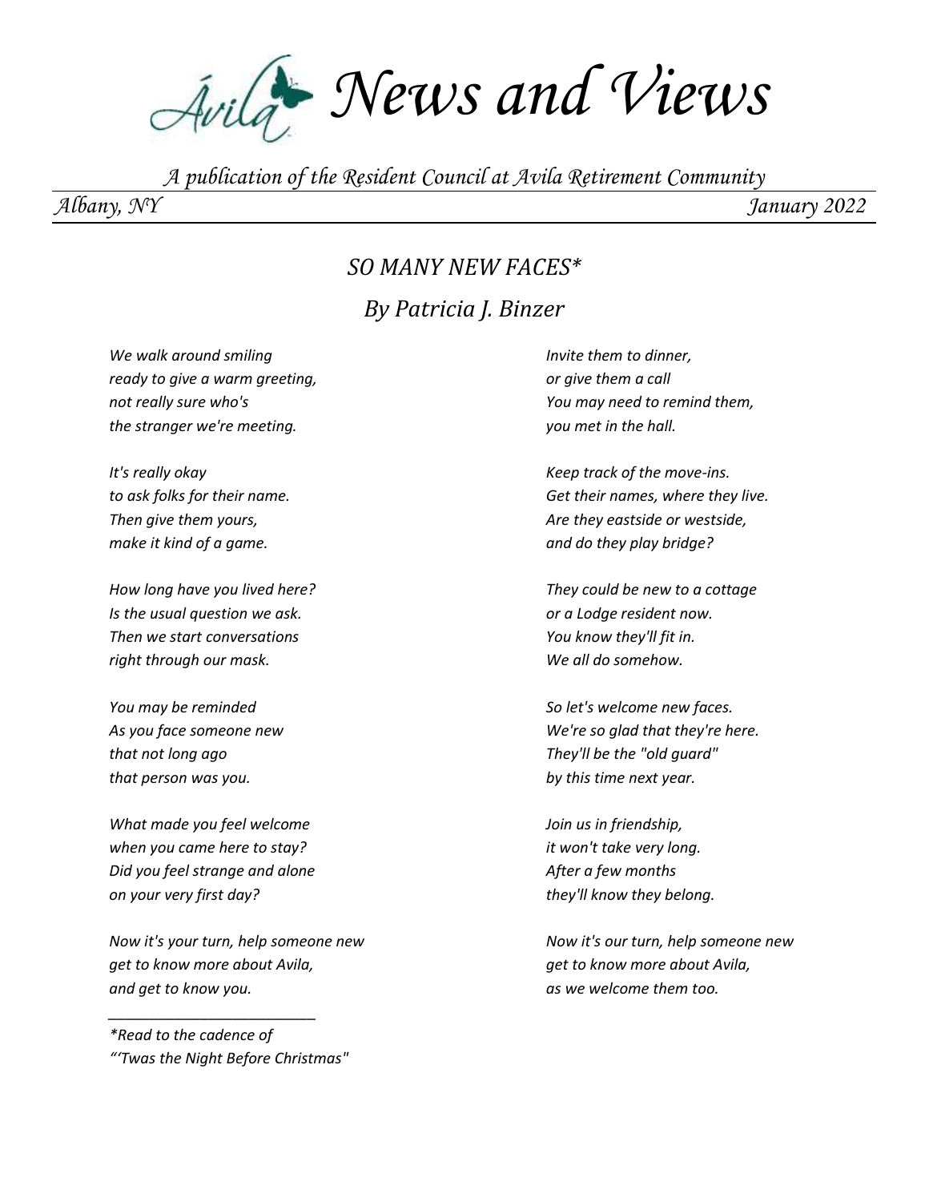# Ávila News and Views

*A publication of the Resident Council at Avila Retirement Community*

*Albany, NY* *January 2022*

## *SO MANY NEW FACES**

## *By Patricia J. Binzer*

*We walk around smiling*
*ready to give a warm greeting,*
*not really sure who's*
*the stranger we're meeting.*

*It's really okay*
*to ask folks for their name.*
*Then give them yours,*
*make it kind of a game.*

*How long have you lived here?*
*Is the usual question we ask.*
*Then we start conversations*
*right through our mask.*

*You may be reminded*
*As you face someone new*
*that not long ago*
*that person was you.*

*What made you feel welcome*
*when you came here to stay?*
*Did you feel strange and alone*
*on your very first day?*

*Now it's your turn, help someone new*
*get to know more about Avila,*
*and get to know you.*

*Invite them to dinner,*
*or give them a call*
*You may need to remind them,*
*you met in the hall.*

*Keep track of the move-ins.*
*Get their names, where they live.*
*Are they eastside or westside,*
*and do they play bridge?*

*They could be new to a cottage*
*or a Lodge resident now.*
*You know they'll fit in.*
*We all do somehow.*

*So let's welcome new faces.*
*We're so glad that they're here.*
*They'll be the "old guard"*
*by this time next year.*

*Join us in friendship,*
*it won't take very long.*
*After a few months*
*they'll know they belong.*

*Now it's our turn, help someone new*
*get to know more about Avila,*
*as we welcome them too.*

---

**Read to the cadence of*
*"'Twas the Night Before Christmas"*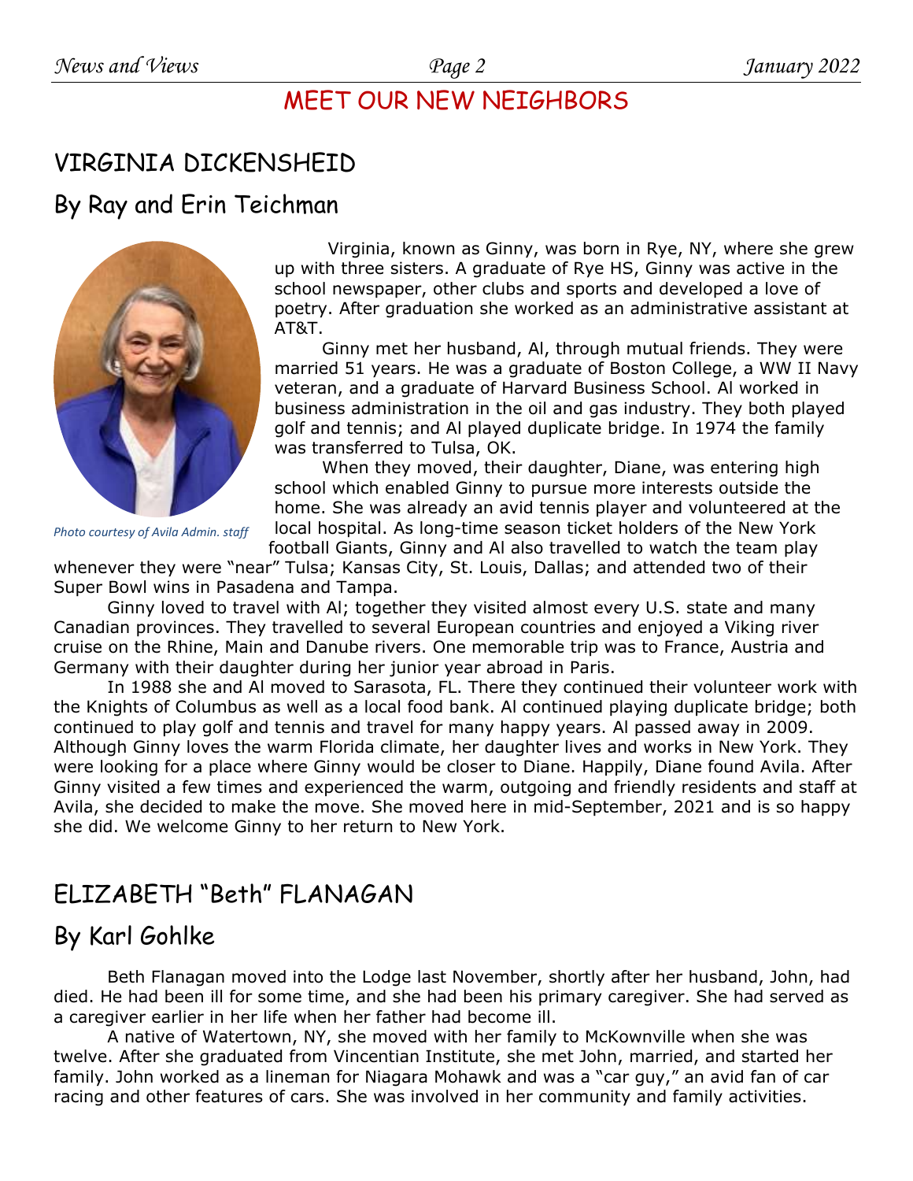# MEET OUR NEW NEIGHBORS

## VIRGINIA DICKENSHEID

### By Ray and Erin Teichman

*Photo courtesy of Avila Admin. staff*

Virginia, known as Ginny, was born in Rye, NY, where she grew up with three sisters. A graduate of Rye HS, Ginny was active in the school newspaper, other clubs and sports and developed a love of poetry. After graduation she worked as an administrative assistant at AT&T.

Ginny met her husband, Al, through mutual friends. They were married 51 years. He was a graduate of Boston College, a WW II Navy veteran, and a graduate of Harvard Business School. Al worked in business administration in the oil and gas industry. They both played golf and tennis; and Al played duplicate bridge. In 1974 the family was transferred to Tulsa, OK.

When they moved, their daughter, Diane, was entering high school which enabled Ginny to pursue more interests outside the home. She was already an avid tennis player and volunteered at the local hospital. As long-time season ticket holders of the New York football Giants, Ginny and Al also travelled to watch the team play whenever they were "near" Tulsa; Kansas City, St. Louis, Dallas; and attended two of their Super Bowl wins in Pasadena and Tampa.

Ginny loved to travel with Al; together they visited almost every U.S. state and many Canadian provinces. They travelled to several European countries and enjoyed a Viking river cruise on the Rhine, Main and Danube rivers. One memorable trip was to France, Austria and Germany with their daughter during her junior year abroad in Paris.

In 1988 she and Al moved to Sarasota, FL. There they continued their volunteer work with the Knights of Columbus as well as a local food bank. Al continued playing duplicate bridge; both continued to play golf and tennis and travel for many happy years. Al passed away in 2009. Although Ginny loves the warm Florida climate, her daughter lives and works in New York. They were looking for a place where Ginny would be closer to Diane. Happily, Diane found Avila. After Ginny visited a few times and experienced the warm, outgoing and friendly residents and staff at Avila, she decided to make the move. She moved here in mid-September, 2021 and is so happy she did. We welcome Ginny to her return to New York.

## ELIZABETH "Beth" FLANAGAN

### By Karl Gohlke

Beth Flanagan moved into the Lodge last November, shortly after her husband, John, had died. He had been ill for some time, and she had been his primary caregiver. She had served as a caregiver earlier in her life when her father had become ill.

A native of Watertown, NY, she moved with her family to McKownville when she was twelve. After she graduated from Vincentian Institute, she met John, married, and started her family. John worked as a lineman for Niagara Mohawk and was a "car guy," an avid fan of car racing and other features of cars. She was involved in her community and family activities.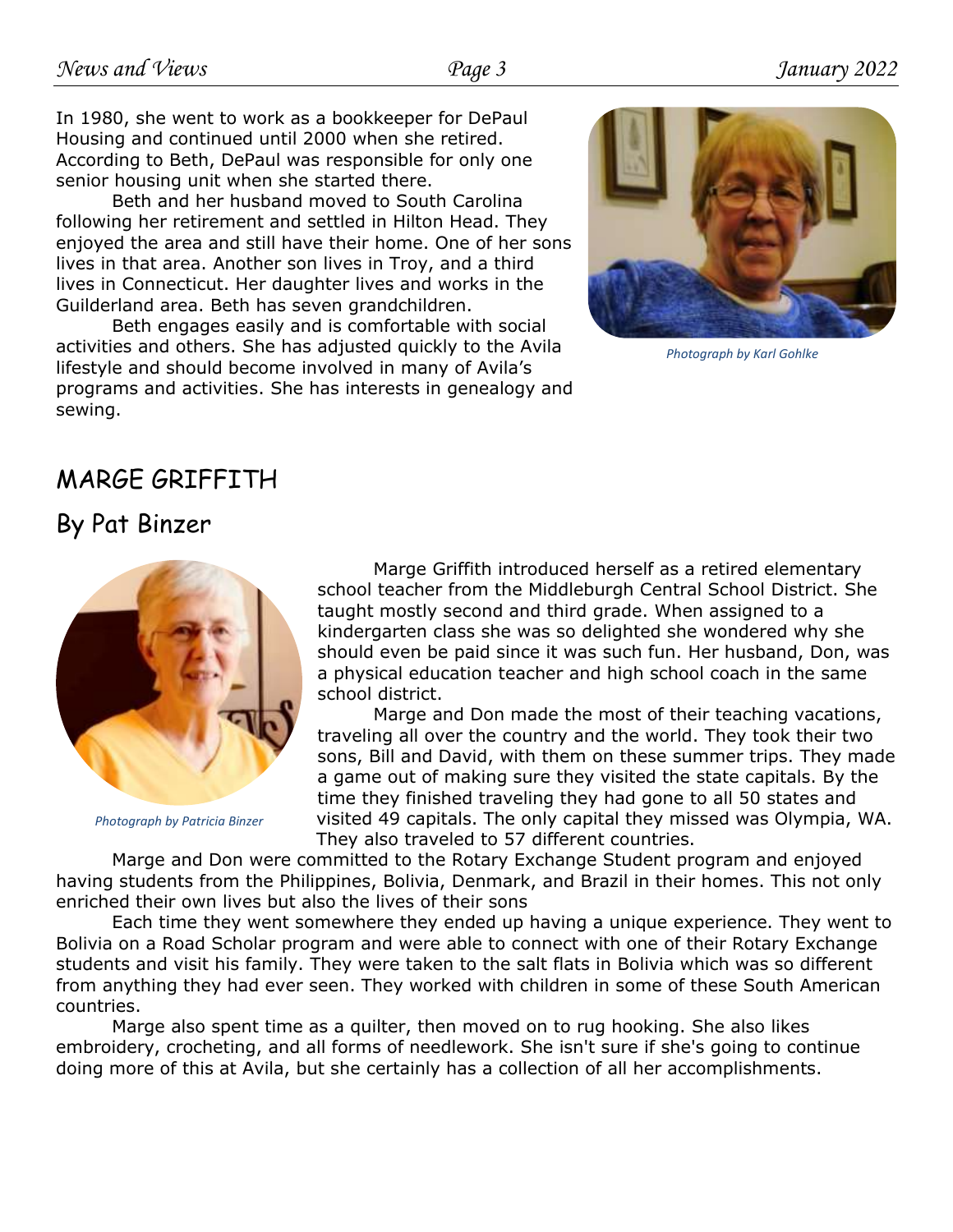In 1980, she went to work as a bookkeeper for DePaul Housing and continued until 2000 when she retired. According to Beth, DePaul was responsible for only one senior housing unit when she started there.

Beth and her husband moved to South Carolina following her retirement and settled in Hilton Head. They enjoyed the area and still have their home. One of her sons lives in that area. Another son lives in Troy, and a third lives in Connecticut. Her daughter lives and works in the Guilderland area. Beth has seven grandchildren.

Beth engages easily and is comfortable with social activities and others. She has adjusted quickly to the Avila lifestyle and should become involved in many of Avila's programs and activities. She has interests in genealogy and sewing.

*Photograph by Karl Gohlke*

## MARGE GRIFFITH

### By Pat Binzer

*Photograph by Patricia Binzer*

Marge Griffith introduced herself as a retired elementary school teacher from the Middleburgh Central School District. She taught mostly second and third grade. When assigned to a kindergarten class she was so delighted she wondered why she should even be paid since it was such fun. Her husband, Don, was a physical education teacher and high school coach in the same school district.

Marge and Don made the most of their teaching vacations, traveling all over the country and the world. They took their two sons, Bill and David, with them on these summer trips. They made a game out of making sure they visited the state capitals. By the time they finished traveling they had gone to all 50 states and visited 49 capitals. The only capital they missed was Olympia, WA. They also traveled to 57 different countries.

Marge and Don were committed to the Rotary Exchange Student program and enjoyed having students from the Philippines, Bolivia, Denmark, and Brazil in their homes. This not only enriched their own lives but also the lives of their sons

Each time they went somewhere they ended up having a unique experience. They went to Bolivia on a Road Scholar program and were able to connect with one of their Rotary Exchange students and visit his family. They were taken to the salt flats in Bolivia which was so different from anything they had ever seen. They worked with children in some of these South American countries.

Marge also spent time as a quilter, then moved on to rug hooking. She also likes embroidery, crocheting, and all forms of needlework. She isn't sure if she's going to continue doing more of this at Avila, but she certainly has a collection of all her accomplishments.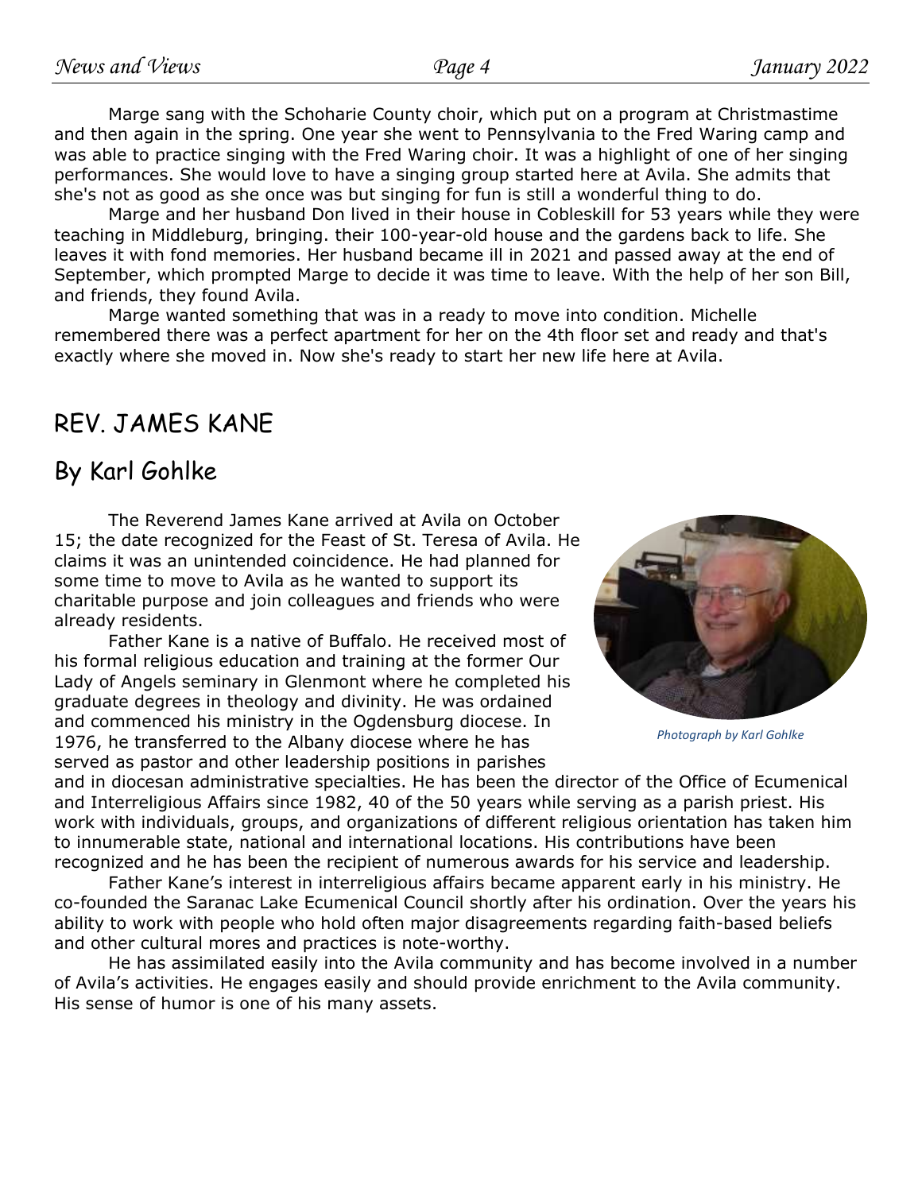Marge sang with the Schoharie County choir, which put on a program at Christmastime and then again in the spring. One year she went to Pennsylvania to the Fred Waring camp and was able to practice singing with the Fred Waring choir. It was a highlight of one of her singing performances. She would love to have a singing group started here at Avila. She admits that she's not as good as she once was but singing for fun is still a wonderful thing to do.

Marge and her husband Don lived in their house in Cobleskill for 53 years while they were teaching in Middleburg, bringing. their 100-year-old house and the gardens back to life. She leaves it with fond memories. Her husband became ill in 2021 and passed away at the end of September, which prompted Marge to decide it was time to leave. With the help of her son Bill, and friends, they found Avila.

Marge wanted something that was in a ready to move into condition. Michelle remembered there was a perfect apartment for her on the 4th floor set and ready and that's exactly where she moved in. Now she's ready to start her new life here at Avila.

## REV. JAMES KANE

## By Karl Gohlke

The Reverend James Kane arrived at Avila on October 15; the date recognized for the Feast of St. Teresa of Avila. He claims it was an unintended coincidence. He had planned for some time to move to Avila as he wanted to support its charitable purpose and join colleagues and friends who were already residents.

*Photograph by Karl Gohlke*

Father Kane is a native of Buffalo. He received most of his formal religious education and training at the former Our Lady of Angels seminary in Glenmont where he completed his graduate degrees in theology and divinity. He was ordained and commenced his ministry in the Ogdensburg diocese. In 1976, he transferred to the Albany diocese where he has served as pastor and other leadership positions in parishes and in diocesan administrative specialties. He has been the director of the Office of Ecumenical and Interreligious Affairs since 1982, 40 of the 50 years while serving as a parish priest. His work with individuals, groups, and organizations of different religious orientation has taken him to innumerable state, national and international locations. His contributions have been recognized and he has been the recipient of numerous awards for his service and leadership.

Father Kane's interest in interreligious affairs became apparent early in his ministry. He co-founded the Saranac Lake Ecumenical Council shortly after his ordination. Over the years his ability to work with people who hold often major disagreements regarding faith-based beliefs and other cultural mores and practices is note-worthy.

He has assimilated easily into the Avila community and has become involved in a number of Avila's activities. He engages easily and should provide enrichment to the Avila community. His sense of humor is one of his many assets.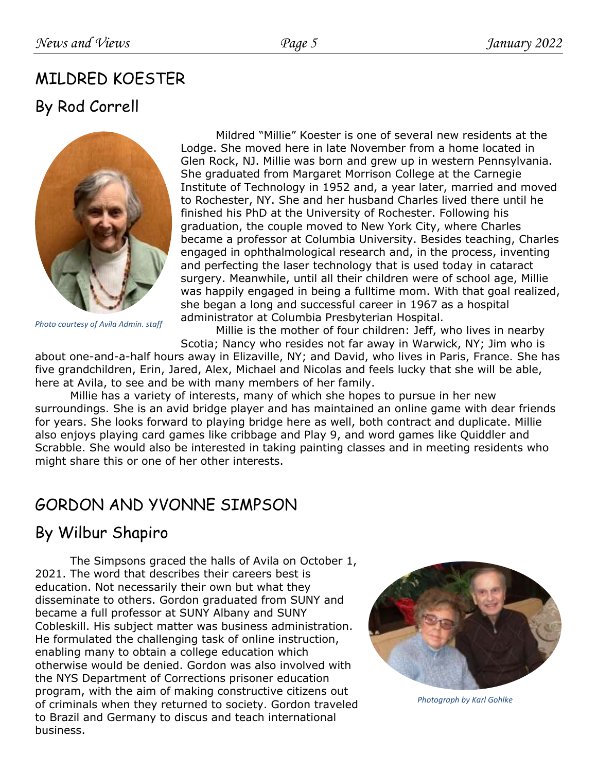## MILDRED KOESTER

### By Rod Correll

*Photo courtesy of Avila Admin. staff*

Mildred "Millie" Koester is one of several new residents at the Lodge. She moved here in late November from a home located in Glen Rock, NJ. Millie was born and grew up in western Pennsylvania. She graduated from Margaret Morrison College at the Carnegie Institute of Technology in 1952 and, a year later, married and moved to Rochester, NY. She and her husband Charles lived there until he finished his PhD at the University of Rochester. Following his graduation, the couple moved to New York City, where Charles became a professor at Columbia University. Besides teaching, Charles engaged in ophthalmological research and, in the process, inventing and perfecting the laser technology that is used today in cataract surgery. Meanwhile, until all their children were of school age, Millie was happily engaged in being a fulltime mom. With that goal realized, she began a long and successful career in 1967 as a hospital administrator at Columbia Presbyterian Hospital.

Millie is the mother of four children: Jeff, who lives in nearby Scotia; Nancy who resides not far away in Warwick, NY; Jim who is about one-and-a-half hours away in Elizaville, NY; and David, who lives in Paris, France. She has five grandchildren, Erin, Jared, Alex, Michael and Nicolas and feels lucky that she will be able, here at Avila, to see and be with many members of her family.

Millie has a variety of interests, many of which she hopes to pursue in her new surroundings. She is an avid bridge player and has maintained an online game with dear friends for years. She looks forward to playing bridge here as well, both contract and duplicate. Millie also enjoys playing card games like cribbage and Play 9, and word games like Quiddler and Scrabble. She would also be interested in taking painting classes and in meeting residents who might share this or one of her other interests.

## GORDON AND YVONNE SIMPSON

### By Wilbur Shapiro

The Simpsons graced the halls of Avila on October 1, 2021. The word that describes their careers best is education. Not necessarily their own but what they disseminate to others. Gordon graduated from SUNY and became a full professor at SUNY Albany and SUNY Cobleskill. His subject matter was business administration. He formulated the challenging task of online instruction, enabling many to obtain a college education which otherwise would be denied. Gordon was also involved with the NYS Department of Corrections prisoner education program, with the aim of making constructive citizens out of criminals when they returned to society. Gordon traveled to Brazil and Germany to discus and teach international business.

*Photograph by Karl Gohlke*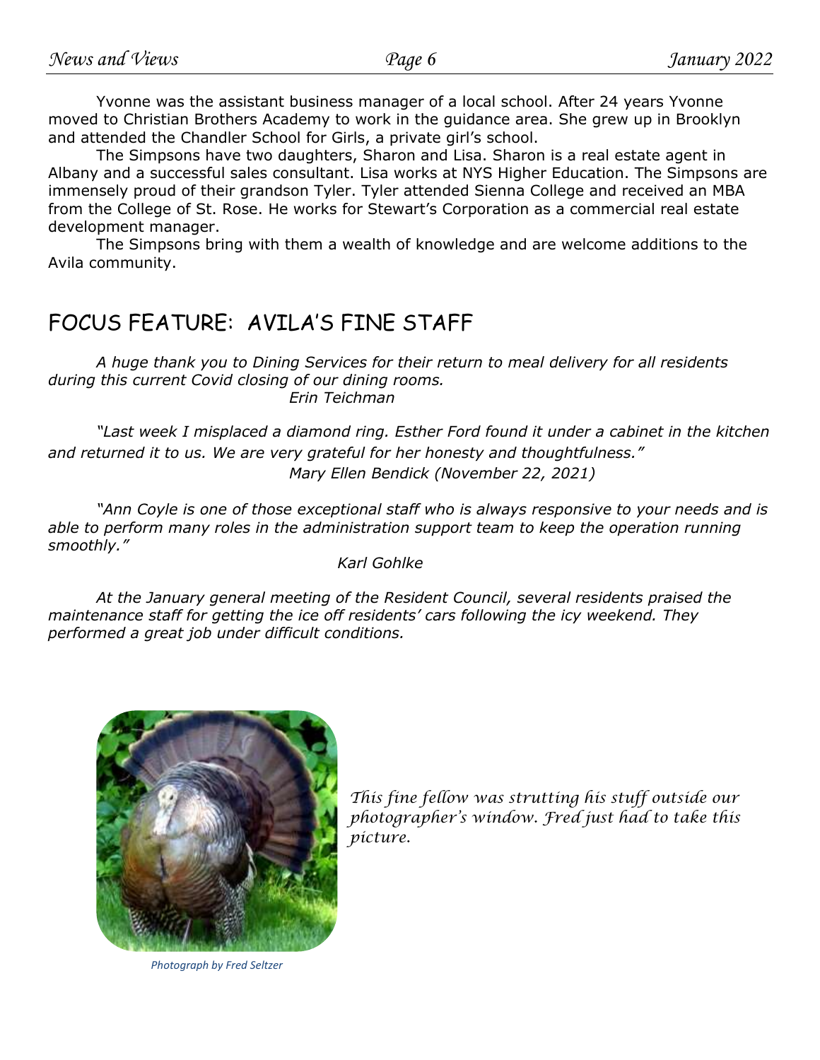Yvonne was the assistant business manager of a local school. After 24 years Yvonne moved to Christian Brothers Academy to work in the guidance area. She grew up in Brooklyn and attended the Chandler School for Girls, a private girl's school.

The Simpsons have two daughters, Sharon and Lisa. Sharon is a real estate agent in Albany and a successful sales consultant. Lisa works at NYS Higher Education. The Simpsons are immensely proud of their grandson Tyler. Tyler attended Sienna College and received an MBA from the College of St. Rose. He works for Stewart's Corporation as a commercial real estate development manager.

The Simpsons bring with them a wealth of knowledge and are welcome additions to the Avila community.

## FOCUS FEATURE: AVILA'S FINE STAFF

*A huge thank you to Dining Services for their return to meal delivery for all residents during this current Covid closing of our dining rooms.*

*Erin Teichman*

*"Last week I misplaced a diamond ring. Esther Ford found it under a cabinet in the kitchen and returned it to us. We are very grateful for her honesty and thoughtfulness."*

*Mary Ellen Bendick (November 22, 2021)*

*"Ann Coyle is one of those exceptional staff who is always responsive to your needs and is able to perform many roles in the administration support team to keep the operation running smoothly."*

*Karl Gohlke*

*At the January general meeting of the Resident Council, several residents praised the maintenance staff for getting the ice off residents' cars following the icy weekend. They performed a great job under difficult conditions.*

*Photograph by Fred Seltzer*

*This fine fellow was strutting his stuff outside our photographer's window. Fred just had to take this picture.*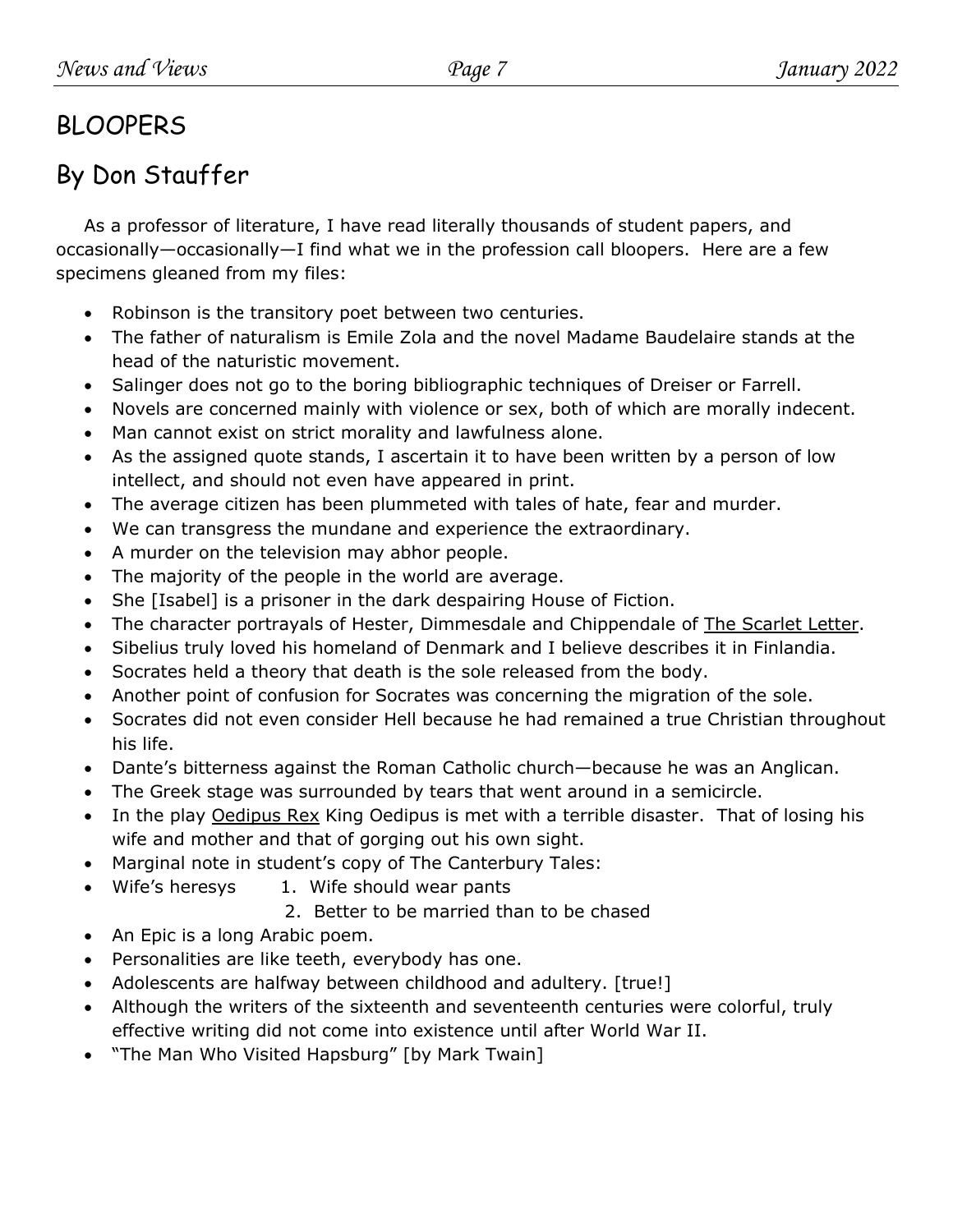## BLOOPERS

## By Don Stauffer

As a professor of literature, I have read literally thousands of student papers, and occasionally—occasionally—I find what we in the profession call bloopers. Here are a few specimens gleaned from my files:

- Robinson is the transitory poet between two centuries.
- The father of naturalism is Emile Zola and the novel Madame Baudelaire stands at the head of the naturistic movement.
- Salinger does not go to the boring bibliographic techniques of Dreiser or Farrell.
- Novels are concerned mainly with violence or sex, both of which are morally indecent.
- Man cannot exist on strict morality and lawfulness alone.
- As the assigned quote stands, I ascertain it to have been written by a person of low intellect, and should not even have appeared in print.
- The average citizen has been plummeted with tales of hate, fear and murder.
- We can transgress the mundane and experience the extraordinary.
- A murder on the television may abhor people.
- The majority of the people in the world are average.
- She [Isabel] is a prisoner in the dark despairing House of Fiction.
- The character portrayals of Hester, Dimmesdale and Chippendale of <u>The Scarlet Letter</u>.
- Sibelius truly loved his homeland of Denmark and I believe describes it in Finlandia.
- Socrates held a theory that death is the sole released from the body.
- Another point of confusion for Socrates was concerning the migration of the sole.
- Socrates did not even consider Hell because he had remained a true Christian throughout his life.
- Dante's bitterness against the Roman Catholic church—because he was an Anglican.
- The Greek stage was surrounded by tears that went around in a semicircle.
- In the play <u>Oedipus Rex</u> King Oedipus is met with a terrible disaster. That of losing his wife and mother and that of gorging out his own sight.
- Marginal note in student's copy of The Canterbury Tales:
- Wife's heresys
  1. Wife should wear pants
  2. Better to be married than to be chased
- An Epic is a long Arabic poem.
- Personalities are like teeth, everybody has one.
- Adolescents are halfway between childhood and adultery. [true!]
- Although the writers of the sixteenth and seventeenth centuries were colorful, truly effective writing did not come into existence until after World War II.
- "The Man Who Visited Hapsburg" [by Mark Twain]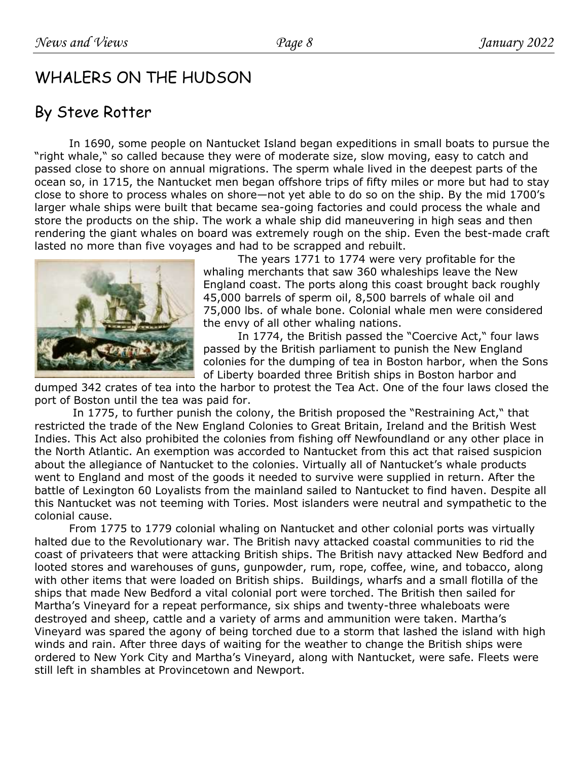# WHALERS ON THE HUDSON

## By Steve Rotter

In 1690, some people on Nantucket Island began expeditions in small boats to pursue the "right whale," so called because they were of moderate size, slow moving, easy to catch and passed close to shore on annual migrations. The sperm whale lived in the deepest parts of the ocean so, in 1715, the Nantucket men began offshore trips of fifty miles or more but had to stay close to shore to process whales on shore—not yet able to do so on the ship. By the mid 1700's larger whale ships were built that became sea-going factories and could process the whale and store the products on the ship. The work a whale ship did maneuvering in high seas and then rendering the giant whales on board was extremely rough on the ship. Even the best-made craft lasted no more than five voyages and had to be scrapped and rebuilt.

The years 1771 to 1774 were very profitable for the whaling merchants that saw 360 whaleships leave the New England coast. The ports along this coast brought back roughly 45,000 barrels of sperm oil, 8,500 barrels of whale oil and 75,000 lbs. of whale bone. Colonial whale men were considered the envy of all other whaling nations.

In 1774, the British passed the "Coercive Act," four laws passed by the British parliament to punish the New England colonies for the dumping of tea in Boston harbor, when the Sons of Liberty boarded three British ships in Boston harbor and dumped 342 crates of tea into the harbor to protest the Tea Act. One of the four laws closed the port of Boston until the tea was paid for.

In 1775, to further punish the colony, the British proposed the "Restraining Act," that restricted the trade of the New England Colonies to Great Britain, Ireland and the British West Indies. This Act also prohibited the colonies from fishing off Newfoundland or any other place in the North Atlantic. An exemption was accorded to Nantucket from this act that raised suspicion about the allegiance of Nantucket to the colonies. Virtually all of Nantucket's whale products went to England and most of the goods it needed to survive were supplied in return. After the battle of Lexington 60 Loyalists from the mainland sailed to Nantucket to find haven. Despite all this Nantucket was not teeming with Tories. Most islanders were neutral and sympathetic to the colonial cause.

From 1775 to 1779 colonial whaling on Nantucket and other colonial ports was virtually halted due to the Revolutionary war. The British navy attacked coastal communities to rid the coast of privateers that were attacking British ships. The British navy attacked New Bedford and looted stores and warehouses of guns, gunpowder, rum, rope, coffee, wine, and tobacco, along with other items that were loaded on British ships. Buildings, wharfs and a small flotilla of the ships that made New Bedford a vital colonial port were torched. The British then sailed for Martha's Vineyard for a repeat performance, six ships and twenty-three whaleboats were destroyed and sheep, cattle and a variety of arms and ammunition were taken. Martha's Vineyard was spared the agony of being torched due to a storm that lashed the island with high winds and rain. After three days of waiting for the weather to change the British ships were ordered to New York City and Martha's Vineyard, along with Nantucket, were safe. Fleets were still left in shambles at Provincetown and Newport.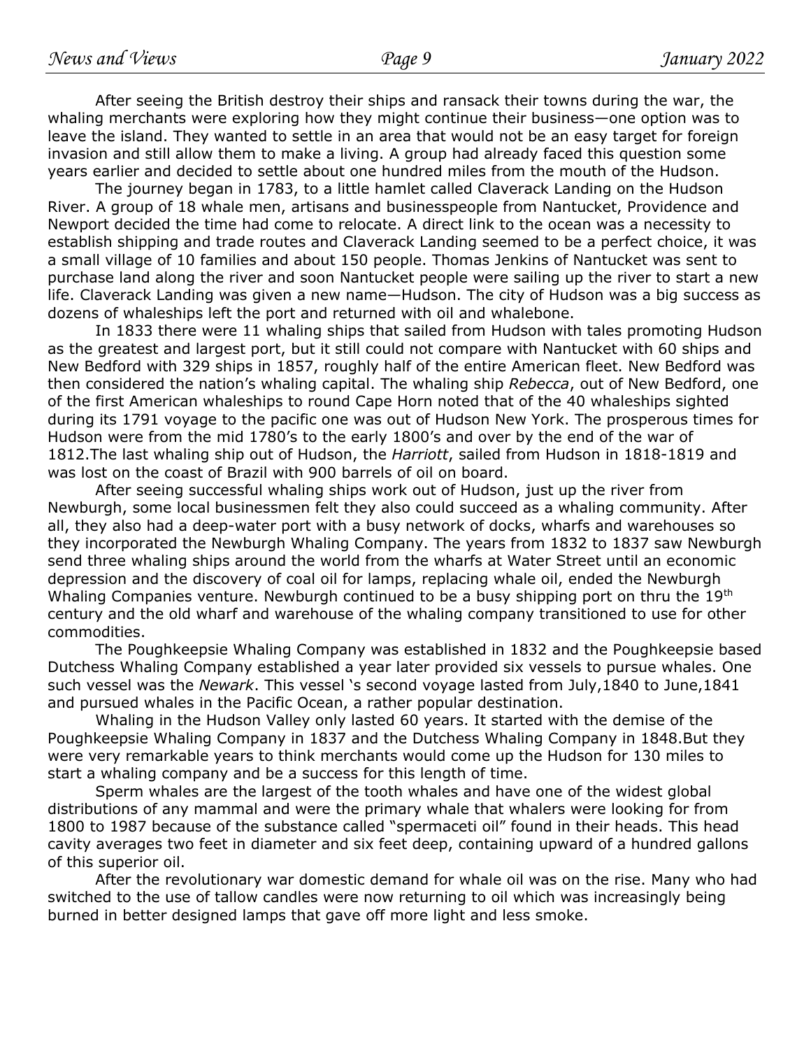After seeing the British destroy their ships and ransack their towns during the war, the whaling merchants were exploring how they might continue their business—one option was to leave the island. They wanted to settle in an area that would not be an easy target for foreign invasion and still allow them to make a living. A group had already faced this question some years earlier and decided to settle about one hundred miles from the mouth of the Hudson.

The journey began in 1783, to a little hamlet called Claverack Landing on the Hudson River. A group of 18 whale men, artisans and businesspeople from Nantucket, Providence and Newport decided the time had come to relocate. A direct link to the ocean was a necessity to establish shipping and trade routes and Claverack Landing seemed to be a perfect choice, it was a small village of 10 families and about 150 people. Thomas Jenkins of Nantucket was sent to purchase land along the river and soon Nantucket people were sailing up the river to start a new life. Claverack Landing was given a new name—Hudson. The city of Hudson was a big success as dozens of whaleships left the port and returned with oil and whalebone.

In 1833 there were 11 whaling ships that sailed from Hudson with tales promoting Hudson as the greatest and largest port, but it still could not compare with Nantucket with 60 ships and New Bedford with 329 ships in 1857, roughly half of the entire American fleet. New Bedford was then considered the nation's whaling capital. The whaling ship *Rebecca*, out of New Bedford, one of the first American whaleships to round Cape Horn noted that of the 40 whaleships sighted during its 1791 voyage to the pacific one was out of Hudson New York. The prosperous times for Hudson were from the mid 1780's to the early 1800's and over by the end of the war of 1812.The last whaling ship out of Hudson, the *Harriott*, sailed from Hudson in 1818-1819 and was lost on the coast of Brazil with 900 barrels of oil on board.

After seeing successful whaling ships work out of Hudson, just up the river from Newburgh, some local businessmen felt they also could succeed as a whaling community. After all, they also had a deep-water port with a busy network of docks, wharfs and warehouses so they incorporated the Newburgh Whaling Company. The years from 1832 to 1837 saw Newburgh send three whaling ships around the world from the wharfs at Water Street until an economic depression and the discovery of coal oil for lamps, replacing whale oil, ended the Newburgh Whaling Companies venture. Newburgh continued to be a busy shipping port on thru the 19th century and the old wharf and warehouse of the whaling company transitioned to use for other commodities.

The Poughkeepsie Whaling Company was established in 1832 and the Poughkeepsie based Dutchess Whaling Company established a year later provided six vessels to pursue whales. One such vessel was the *Newark*. This vessel 's second voyage lasted from July,1840 to June,1841 and pursued whales in the Pacific Ocean, a rather popular destination.

Whaling in the Hudson Valley only lasted 60 years. It started with the demise of the Poughkeepsie Whaling Company in 1837 and the Dutchess Whaling Company in 1848.But they were very remarkable years to think merchants would come up the Hudson for 130 miles to start a whaling company and be a success for this length of time.

Sperm whales are the largest of the tooth whales and have one of the widest global distributions of any mammal and were the primary whale that whalers were looking for from 1800 to 1987 because of the substance called "spermaceti oil" found in their heads. This head cavity averages two feet in diameter and six feet deep, containing upward of a hundred gallons of this superior oil.

After the revolutionary war domestic demand for whale oil was on the rise. Many who had switched to the use of tallow candles were now returning to oil which was increasingly being burned in better designed lamps that gave off more light and less smoke.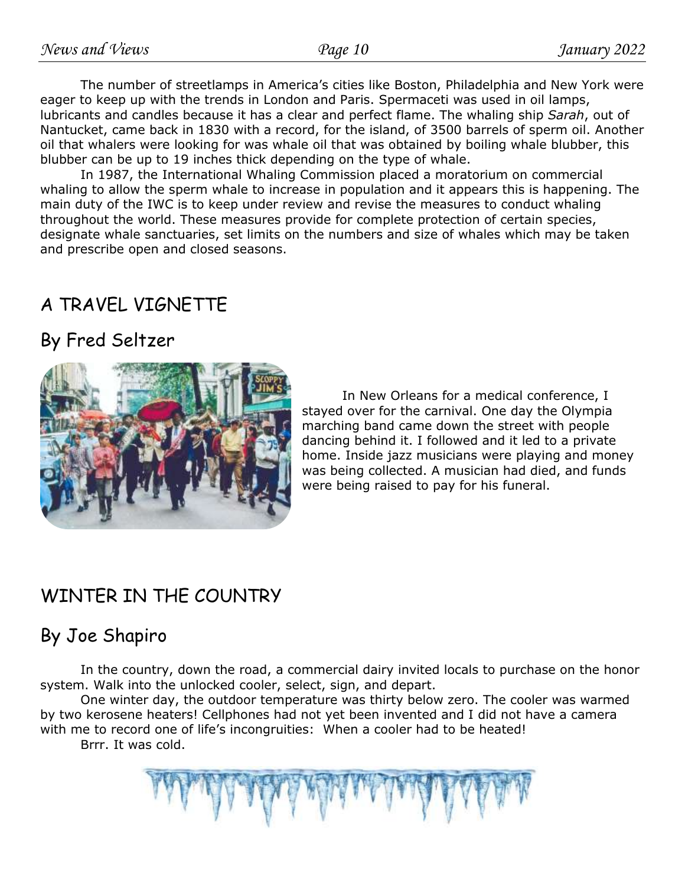The number of streetlamps in America's cities like Boston, Philadelphia and New York were eager to keep up with the trends in London and Paris. Spermaceti was used in oil lamps, lubricants and candles because it has a clear and perfect flame. The whaling ship *Sarah*, out of Nantucket, came back in 1830 with a record, for the island, of 3500 barrels of sperm oil. Another oil that whalers were looking for was whale oil that was obtained by boiling whale blubber, this blubber can be up to 19 inches thick depending on the type of whale.

In 1987, the International Whaling Commission placed a moratorium on commercial whaling to allow the sperm whale to increase in population and it appears this is happening. The main duty of the IWC is to keep under review and revise the measures to conduct whaling throughout the world. These measures provide for complete protection of certain species, designate whale sanctuaries, set limits on the numbers and size of whales which may be taken and prescribe open and closed seasons.

## A TRAVEL VIGNETTE

## By Fred Seltzer

In New Orleans for a medical conference, I stayed over for the carnival. One day the Olympia marching band came down the street with people dancing behind it. I followed and it led to a private home. Inside jazz musicians were playing and money was being collected. A musician had died, and funds were being raised to pay for his funeral.

## WINTER IN THE COUNTRY

## By Joe Shapiro

In the country, down the road, a commercial dairy invited locals to purchase on the honor system. Walk into the unlocked cooler, select, sign, and depart.

One winter day, the outdoor temperature was thirty below zero. The cooler was warmed by two kerosene heaters! Cellphones had not yet been invented and I did not have a camera with me to record one of life's incongruities: When a cooler had to be heated!

Brrr. It was cold.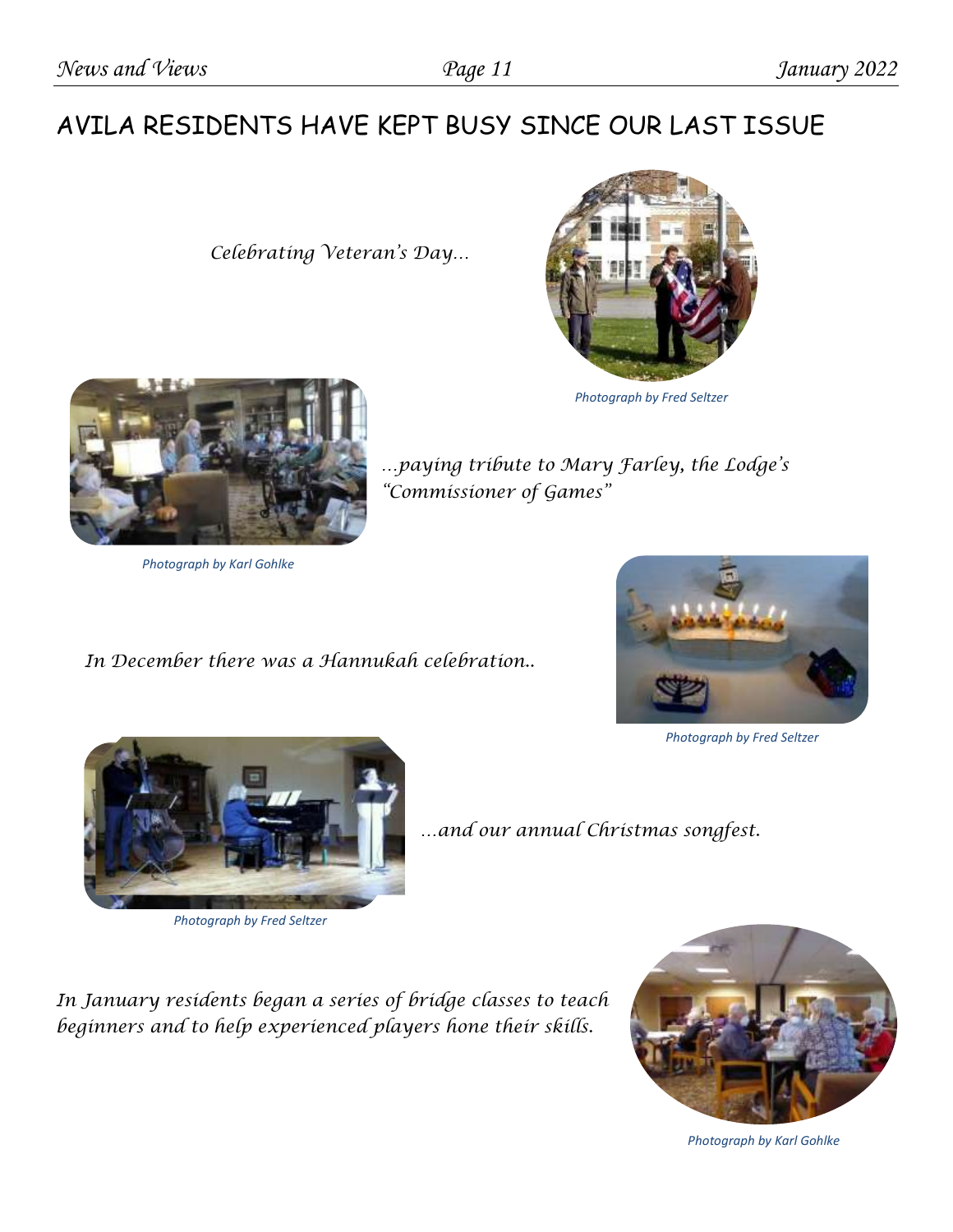# AVILA RESIDENTS HAVE KEPT BUSY SINCE OUR LAST ISSUE

*Celebrating Veteran's Day…*

*Photograph by Fred Seltzer*

*…paying tribute to Mary Farley, the Lodge's "Commissioner of Games"*

*Photograph by Karl Gohlke*

*In December there was a Hannukah celebration..*

*Photograph by Fred Seltzer*

*…and our annual Christmas songfest.*

*Photograph by Fred Seltzer*

*In January residents began a series of bridge classes to teach beginners and to help experienced players hone their skills.*

*Photograph by Karl Gohlke*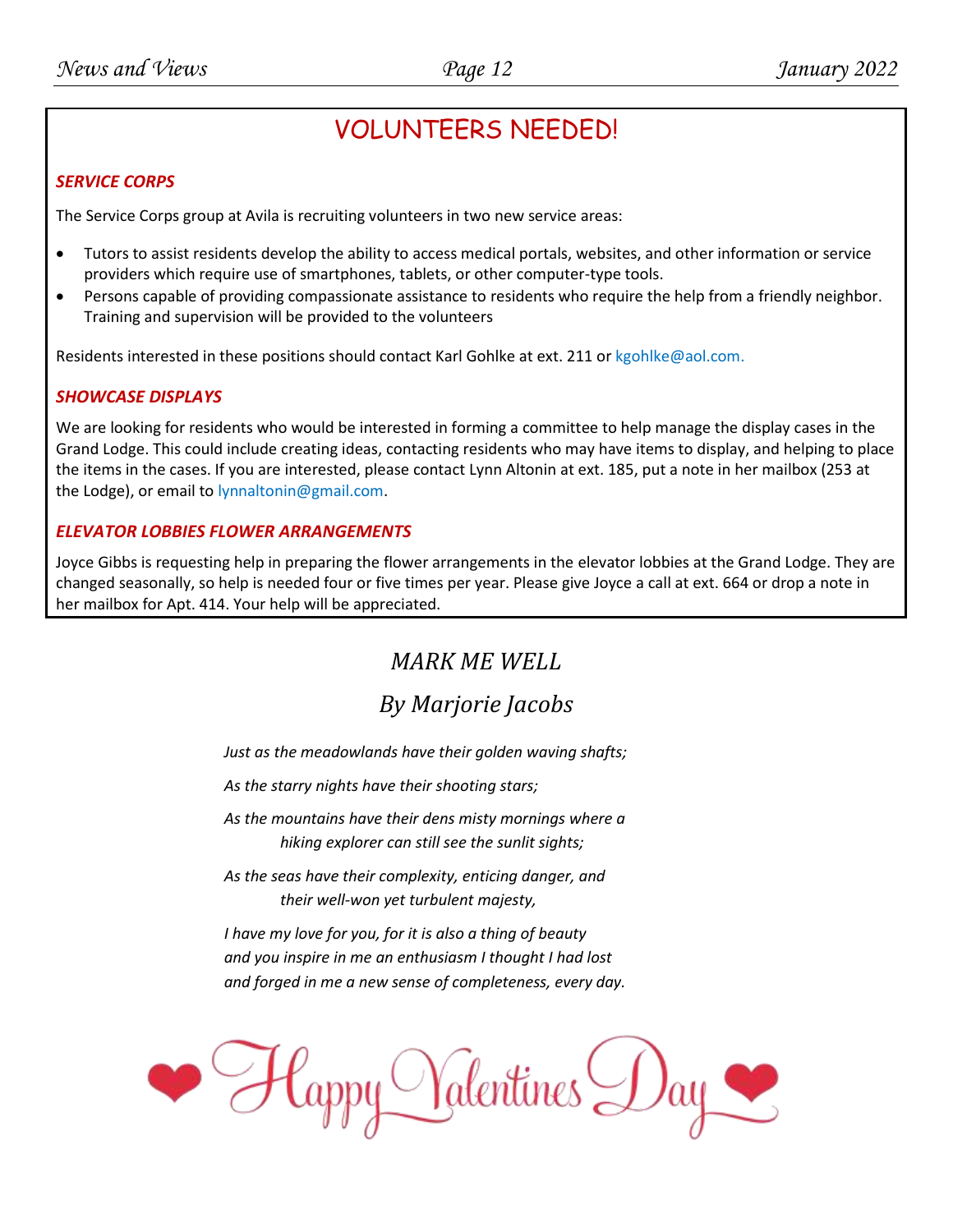# VOLUNTEERS NEEDED!

### *SERVICE CORPS*

The Service Corps group at Avila is recruiting volunteers in two new service areas:

- Tutors to assist residents develop the ability to access medical portals, websites, and other information or service providers which require use of smartphones, tablets, or other computer-type tools.
- Persons capable of providing compassionate assistance to residents who require the help from a friendly neighbor. Training and supervision will be provided to the volunteers

Residents interested in these positions should contact Karl Gohlke at ext. 211 or kgohlke@aol.com.

### *SHOWCASE DISPLAYS*

We are looking for residents who would be interested in forming a committee to help manage the display cases in the Grand Lodge. This could include creating ideas, contacting residents who may have items to display, and helping to place the items in the cases. If you are interested, please contact Lynn Altonin at ext. 185, put a note in her mailbox (253 at the Lodge), or email to lynnaltonin@gmail.com.

### *ELEVATOR LOBBIES FLOWER ARRANGEMENTS*

Joyce Gibbs is requesting help in preparing the flower arrangements in the elevator lobbies at the Grand Lodge. They are changed seasonally, so help is needed four or five times per year. Please give Joyce a call at ext. 664 or drop a note in her mailbox for Apt. 414. Your help will be appreciated.

## *MARK ME WELL*

## *By Marjorie Jacobs*

*Just as the meadowlands have their golden waving shafts;*

*As the starry nights have their shooting stars;*

*As the mountains have their dens misty mornings where a hiking explorer can still see the sunlit sights;*

*As the seas have their complexity, enticing danger, and their well-won yet turbulent majesty,*

*I have my love for you, for it is also a thing of beauty*
*and you inspire in me an enthusiasm I thought I had lost*
*and forged in me a new sense of completeness, every day.*

Happy Valentines Day